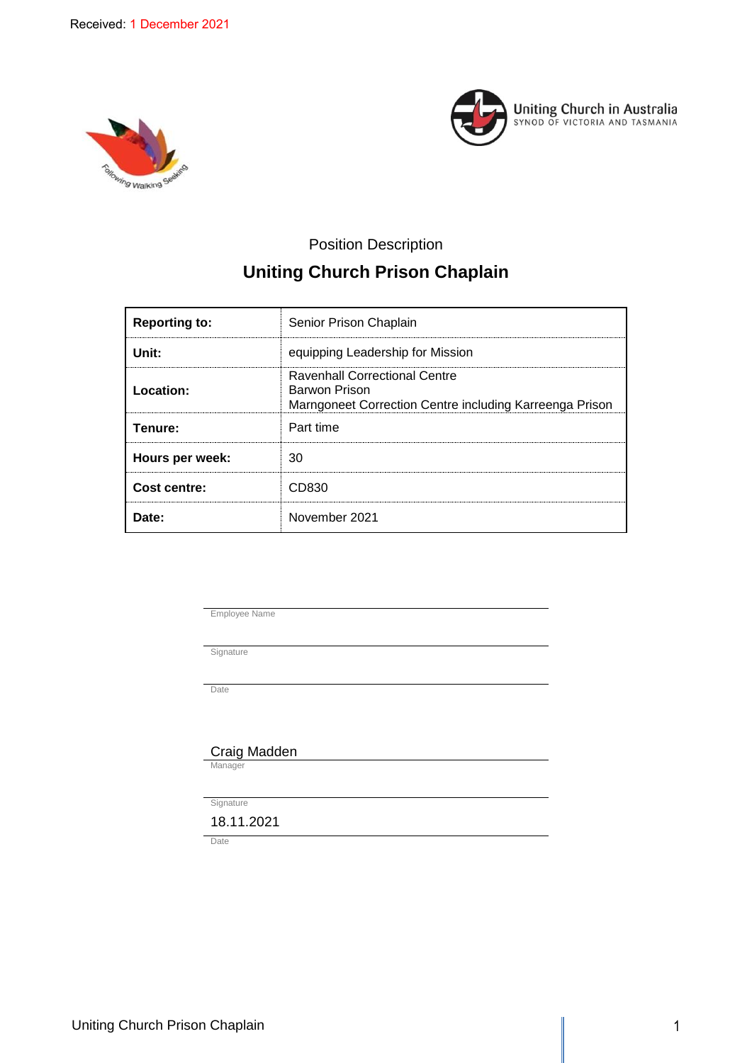Received: 1 December 2021

Uniting Church in Australia
SYNOD OF VICTORIA AND TASMANIA

Following Walking Seeking

Position Description

# Uniting Church Prison Chaplain

| | |
|---|---|
| **Reporting to:** | Senior Prison Chaplain |
| **Unit:** | equipping Leadership for Mission |
| **Location:** | Ravenhall Correctional Centre<br>Barwon Prison<br>Marngoneet Correction Centre including Karreenga Prison |
| **Tenure:** | Part time |
| **Hours per week:** | 30 |
| **Cost centre:** | CD830 |
| **Date:** | November 2021 |

Employee Name

Signature

Date

Craig Madden
Manager

Signature

18.11.2021
Date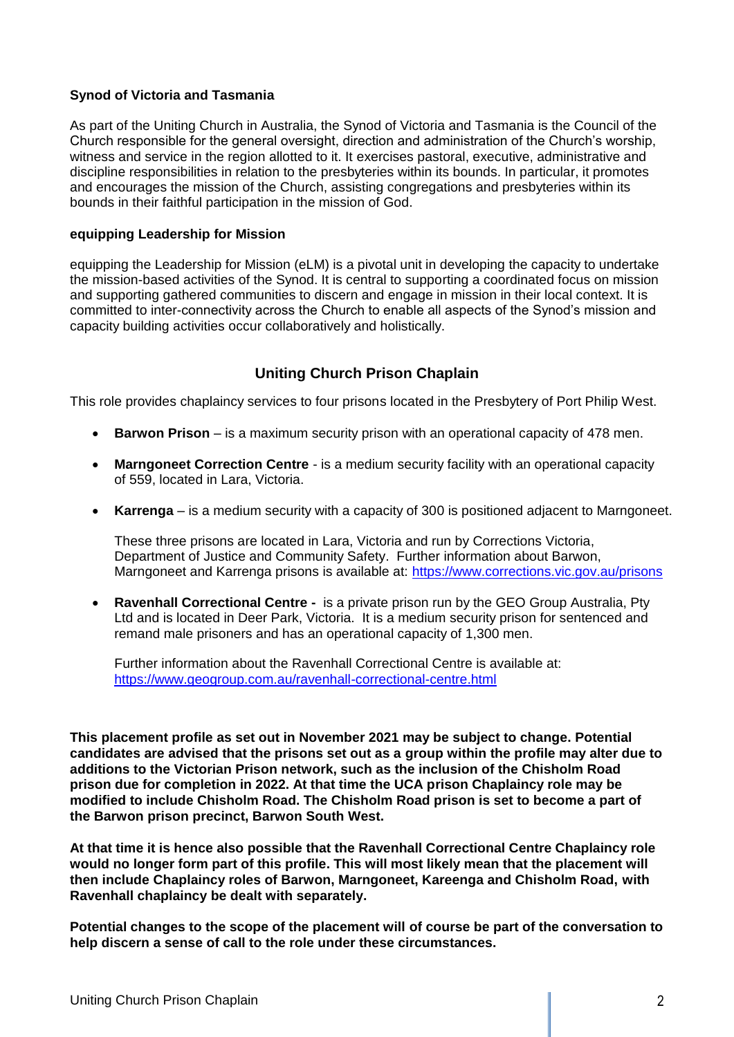**Synod of Victoria and Tasmania**

As part of the Uniting Church in Australia, the Synod of Victoria and Tasmania is the Council of the Church responsible for the general oversight, direction and administration of the Church's worship, witness and service in the region allotted to it. It exercises pastoral, executive, administrative and discipline responsibilities in relation to the presbyteries within its bounds. In particular, it promotes and encourages the mission of the Church, assisting congregations and presbyteries within its bounds in their faithful participation in the mission of God.

**equipping Leadership for Mission**

equipping the Leadership for Mission (eLM) is a pivotal unit in developing the capacity to undertake the mission-based activities of the Synod. It is central to supporting a coordinated focus on mission and supporting gathered communities to discern and engage in mission in their local context. It is committed to inter-connectivity across the Church to enable all aspects of the Synod's mission and capacity building activities occur collaboratively and holistically.

## Uniting Church Prison Chaplain

This role provides chaplaincy services to four prisons located in the Presbytery of Port Philip West.

- **Barwon Prison** – is a maximum security prison with an operational capacity of 478 men.
- **Marngoneet Correction Centre** - is a medium security facility with an operational capacity of 559, located in Lara, Victoria.
- **Karrenga** – is a medium security with a capacity of 300 is positioned adjacent to Marngoneet.

  These three prisons are located in Lara, Victoria and run by Corrections Victoria, Department of Justice and Community Safety. Further information about Barwon, Marngoneet and Karrenga prisons is available at: https://www.corrections.vic.gov.au/prisons

- **Ravenhall Correctional Centre -** is a private prison run by the GEO Group Australia, Pty Ltd and is located in Deer Park, Victoria. It is a medium security prison for sentenced and remand male prisoners and has an operational capacity of 1,300 men.

  Further information about the Ravenhall Correctional Centre is available at: https://www.geogroup.com.au/ravenhall-correctional-centre.html

**This placement profile as set out in November 2021 may be subject to change. Potential candidates are advised that the prisons set out as a group within the profile may alter due to additions to the Victorian Prison network, such as the inclusion of the Chisholm Road prison due for completion in 2022. At that time the UCA prison Chaplaincy role may be modified to include Chisholm Road. The Chisholm Road prison is set to become a part of the Barwon prison precinct, Barwon South West.**

**At that time it is hence also possible that the Ravenhall Correctional Centre Chaplaincy role would no longer form part of this profile. This will most likely mean that the placement will then include Chaplaincy roles of Barwon, Marngoneet, Kareenga and Chisholm Road, with Ravenhall chaplaincy be dealt with separately.**

**Potential changes to the scope of the placement will of course be part of the conversation to help discern a sense of call to the role under these circumstances.**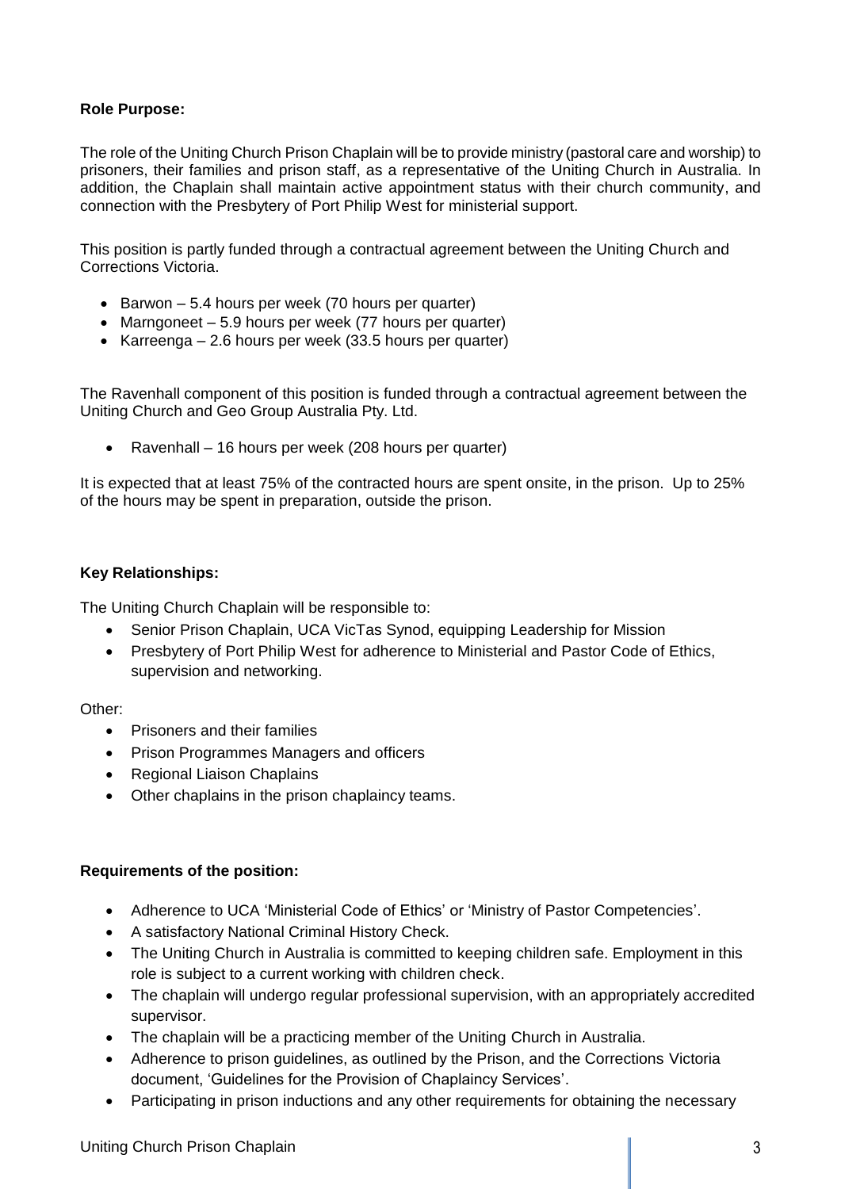**Role Purpose:**

The role of the Uniting Church Prison Chaplain will be to provide ministry (pastoral care and worship) to prisoners, their families and prison staff, as a representative of the Uniting Church in Australia. In addition, the Chaplain shall maintain active appointment status with their church community, and connection with the Presbytery of Port Philip West for ministerial support.

This position is partly funded through a contractual agreement between the Uniting Church and Corrections Victoria.

- Barwon – 5.4 hours per week (70 hours per quarter)
- Marngoneet – 5.9 hours per week (77 hours per quarter)
- Karreenga – 2.6 hours per week (33.5 hours per quarter)

The Ravenhall component of this position is funded through a contractual agreement between the Uniting Church and Geo Group Australia Pty. Ltd.

- Ravenhall – 16 hours per week (208 hours per quarter)

It is expected that at least 75% of the contracted hours are spent onsite, in the prison. Up to 25% of the hours may be spent in preparation, outside the prison.

**Key Relationships:**

The Uniting Church Chaplain will be responsible to:

- Senior Prison Chaplain, UCA VicTas Synod, equipping Leadership for Mission
- Presbytery of Port Philip West for adherence to Ministerial and Pastor Code of Ethics, supervision and networking.

Other:

- Prisoners and their families
- Prison Programmes Managers and officers
- Regional Liaison Chaplains
- Other chaplains in the prison chaplaincy teams.

**Requirements of the position:**

- Adherence to UCA 'Ministerial Code of Ethics' or 'Ministry of Pastor Competencies'.
- A satisfactory National Criminal History Check.
- The Uniting Church in Australia is committed to keeping children safe. Employment in this role is subject to a current working with children check.
- The chaplain will undergo regular professional supervision, with an appropriately accredited supervisor.
- The chaplain will be a practicing member of the Uniting Church in Australia.
- Adherence to prison guidelines, as outlined by the Prison, and the Corrections Victoria document, 'Guidelines for the Provision of Chaplaincy Services'.
- Participating in prison inductions and any other requirements for obtaining the necessary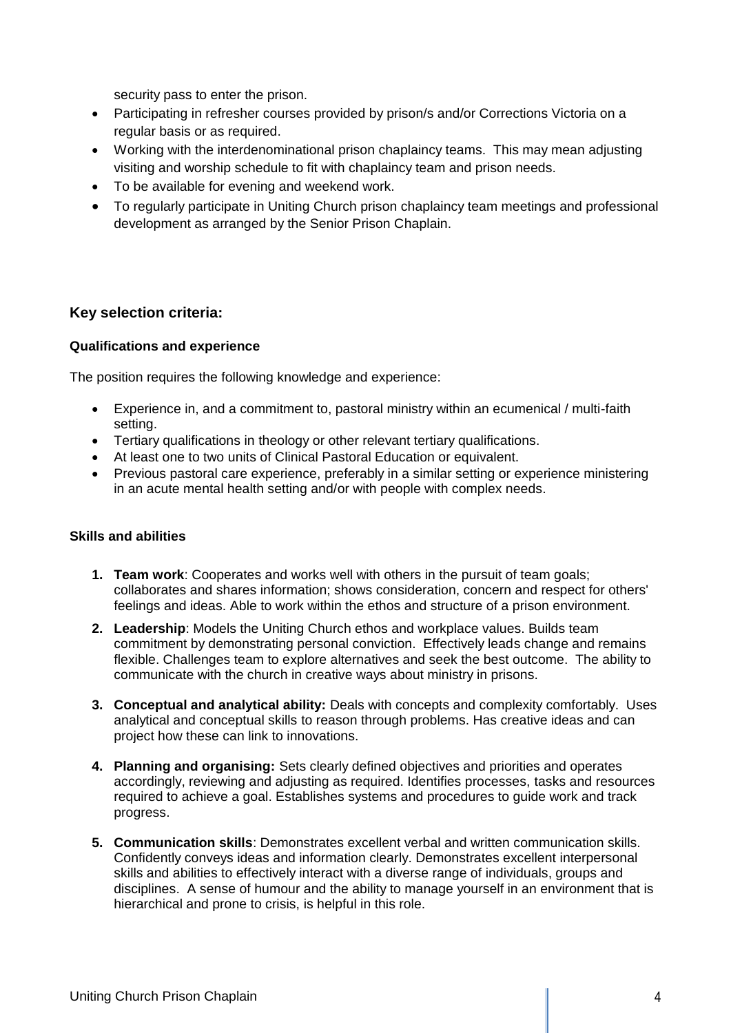security pass to enter the prison.

- Participating in refresher courses provided by prison/s and/or Corrections Victoria on a regular basis or as required.
- Working with the interdenominational prison chaplaincy teams. This may mean adjusting visiting and worship schedule to fit with chaplaincy team and prison needs.
- To be available for evening and weekend work.
- To regularly participate in Uniting Church prison chaplaincy team meetings and professional development as arranged by the Senior Prison Chaplain.

## Key selection criteria:

### Qualifications and experience

The position requires the following knowledge and experience:

- Experience in, and a commitment to, pastoral ministry within an ecumenical / multi-faith setting.
- Tertiary qualifications in theology or other relevant tertiary qualifications.
- At least one to two units of Clinical Pastoral Education or equivalent.
- Previous pastoral care experience, preferably in a similar setting or experience ministering in an acute mental health setting and/or with people with complex needs.

### Skills and abilities

1. **Team work**: Cooperates and works well with others in the pursuit of team goals; collaborates and shares information; shows consideration, concern and respect for others' feelings and ideas. Able to work within the ethos and structure of a prison environment.
2. **Leadership**: Models the Uniting Church ethos and workplace values. Builds team commitment by demonstrating personal conviction. Effectively leads change and remains flexible. Challenges team to explore alternatives and seek the best outcome. The ability to communicate with the church in creative ways about ministry in prisons.
3. **Conceptual and analytical ability:** Deals with concepts and complexity comfortably. Uses analytical and conceptual skills to reason through problems. Has creative ideas and can project how these can link to innovations.
4. **Planning and organising:** Sets clearly defined objectives and priorities and operates accordingly, reviewing and adjusting as required. Identifies processes, tasks and resources required to achieve a goal. Establishes systems and procedures to guide work and track progress.
5. **Communication skills**: Demonstrates excellent verbal and written communication skills. Confidently conveys ideas and information clearly. Demonstrates excellent interpersonal skills and abilities to effectively interact with a diverse range of individuals, groups and disciplines. A sense of humour and the ability to manage yourself in an environment that is hierarchical and prone to crisis, is helpful in this role.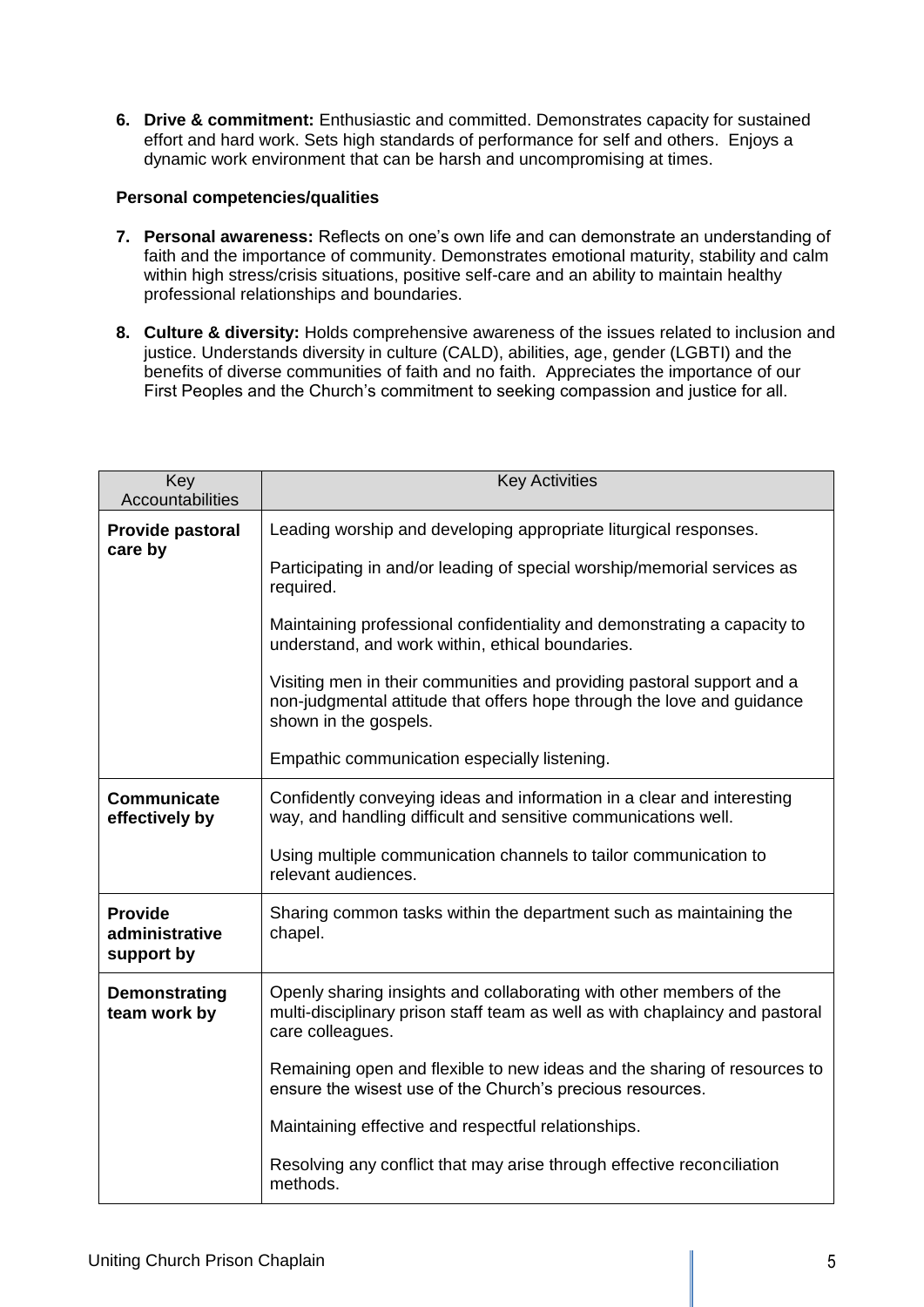6. **Drive & commitment:** Enthusiastic and committed. Demonstrates capacity for sustained effort and hard work. Sets high standards of performance for self and others. Enjoys a dynamic work environment that can be harsh and uncompromising at times.

**Personal competencies/qualities**

7. **Personal awareness:** Reflects on one's own life and can demonstrate an understanding of faith and the importance of community. Demonstrates emotional maturity, stability and calm within high stress/crisis situations, positive self-care and an ability to maintain healthy professional relationships and boundaries.

8. **Culture & diversity:** Holds comprehensive awareness of the issues related to inclusion and justice. Understands diversity in culture (CALD), abilities, age, gender (LGBTI) and the benefits of diverse communities of faith and no faith. Appreciates the importance of our First Peoples and the Church's commitment to seeking compassion and justice for all.

| Key Accountabilities | Key Activities |
|---|---|
| **Provide pastoral care by** | Leading worship and developing appropriate liturgical responses.<br><br>Participating in and/or leading of special worship/memorial services as required.<br><br>Maintaining professional confidentiality and demonstrating a capacity to understand, and work within, ethical boundaries.<br><br>Visiting men in their communities and providing pastoral support and a non-judgmental attitude that offers hope through the love and guidance shown in the gospels.<br><br>Empathic communication especially listening. |
| **Communicate effectively by** | Confidently conveying ideas and information in a clear and interesting way, and handling difficult and sensitive communications well.<br><br>Using multiple communication channels to tailor communication to relevant audiences. |
| **Provide administrative support by** | Sharing common tasks within the department such as maintaining the chapel. |
| **Demonstrating team work by** | Openly sharing insights and collaborating with other members of the multi-disciplinary prison staff team as well as with chaplaincy and pastoral care colleagues.<br><br>Remaining open and flexible to new ideas and the sharing of resources to ensure the wisest use of the Church's precious resources.<br><br>Maintaining effective and respectful relationships.<br><br>Resolving any conflict that may arise through effective reconciliation methods. |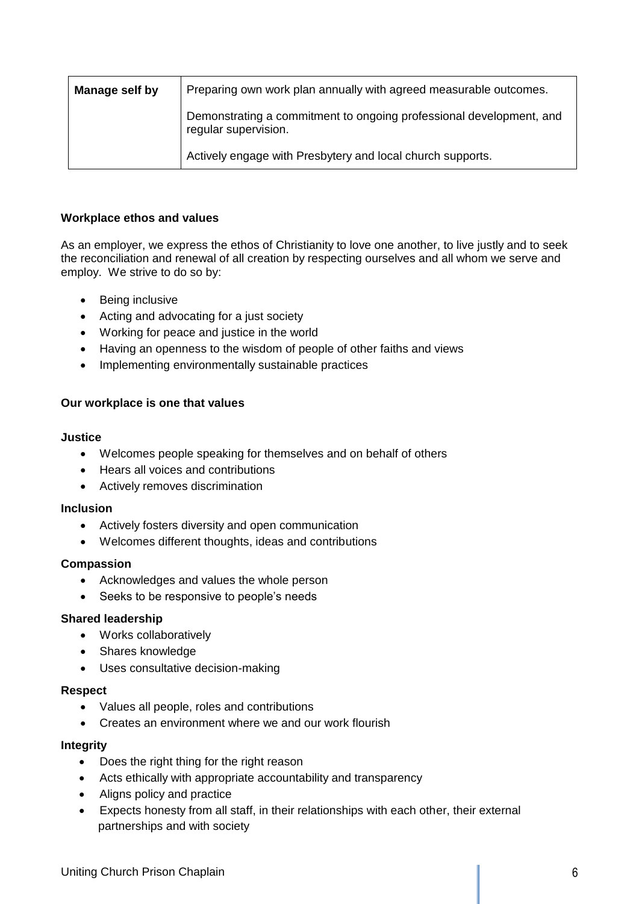| Manage self by | Preparing own work plan annually with agreed measurable outcomes.<br><br>Demonstrating a commitment to ongoing professional development, and regular supervision.<br><br>Actively engage with Presbytery and local church supports. |
|---|---|

**Workplace ethos and values**

As an employer, we express the ethos of Christianity to love one another, to live justly and to seek the reconciliation and renewal of all creation by respecting ourselves and all whom we serve and employ. We strive to do so by:

- Being inclusive
- Acting and advocating for a just society
- Working for peace and justice in the world
- Having an openness to the wisdom of people of other faiths and views
- Implementing environmentally sustainable practices

**Our workplace is one that values**

**Justice**

- Welcomes people speaking for themselves and on behalf of others
- Hears all voices and contributions
- Actively removes discrimination

**Inclusion**

- Actively fosters diversity and open communication
- Welcomes different thoughts, ideas and contributions

**Compassion**

- Acknowledges and values the whole person
- Seeks to be responsive to people's needs

**Shared leadership**

- Works collaboratively
- Shares knowledge
- Uses consultative decision-making

**Respect**

- Values all people, roles and contributions
- Creates an environment where we and our work flourish

**Integrity**

- Does the right thing for the right reason
- Acts ethically with appropriate accountability and transparency
- Aligns policy and practice
- Expects honesty from all staff, in their relationships with each other, their external partnerships and with society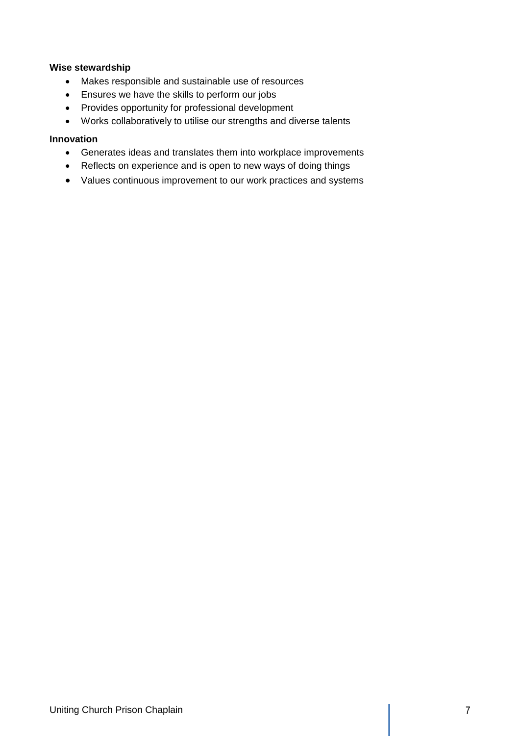**Wise stewardship**

- Makes responsible and sustainable use of resources
- Ensures we have the skills to perform our jobs
- Provides opportunity for professional development
- Works collaboratively to utilise our strengths and diverse talents

**Innovation**

- Generates ideas and translates them into workplace improvements
- Reflects on experience and is open to new ways of doing things
- Values continuous improvement to our work practices and systems